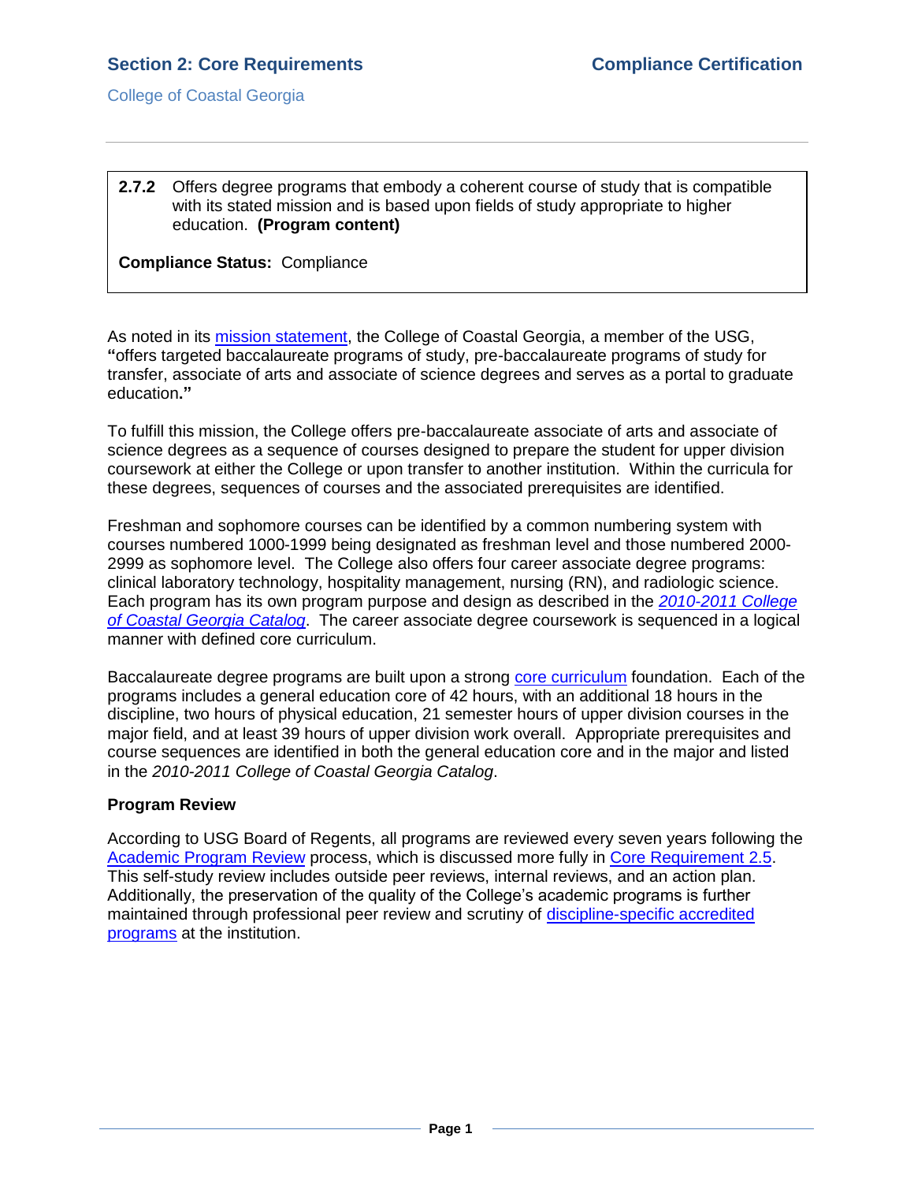**2.7.2** Offers degree programs that embody a coherent course of study that is compatible with its stated mission and is based upon fields of study appropriate to higher education. **(Program content)**

**Compliance Status:** Compliance

As noted in its mission statement, the College of Coastal Georgia, a member of the USG, **"**offers targeted baccalaureate programs of study, pre-baccalaureate programs of study for transfer, associate of arts and associate of science degrees and serves as a portal to graduate education**."**

To fulfill this mission, the College offers pre-baccalaureate associate of arts and associate of science degrees as a sequence of courses designed to prepare the student for upper division coursework at either the College or upon transfer to another institution. Within the curricula for these degrees, sequences of courses and the associated prerequisites are identified.

Freshman and sophomore courses can be identified by a common numbering system with courses numbered 1000-1999 being designated as freshman level and those numbered 2000-2999 as sophomore level. The College also offers four career associate degree programs: clinical laboratory technology, hospitality management, nursing (RN), and radiologic science. Each program has its own program purpose and design as described in the *2010-2011 College of Coastal Georgia Catalog*. The career associate degree coursework is sequenced in a logical manner with defined core curriculum.

Baccalaureate degree programs are built upon a strong core curriculum foundation. Each of the programs includes a general education core of 42 hours, with an additional 18 hours in the discipline, two hours of physical education, 21 semester hours of upper division courses in the major field, and at least 39 hours of upper division work overall. Appropriate prerequisites and course sequences are identified in both the general education core and in the major and listed in the *2010-2011 College of Coastal Georgia Catalog*.

**Program Review**

According to USG Board of Regents, all programs are reviewed every seven years following the Academic Program Review process, which is discussed more fully in Core Requirement 2.5. This self-study review includes outside peer reviews, internal reviews, and an action plan. Additionally, the preservation of the quality of the College's academic programs is further maintained through professional peer review and scrutiny of discipline-specific accredited programs at the institution.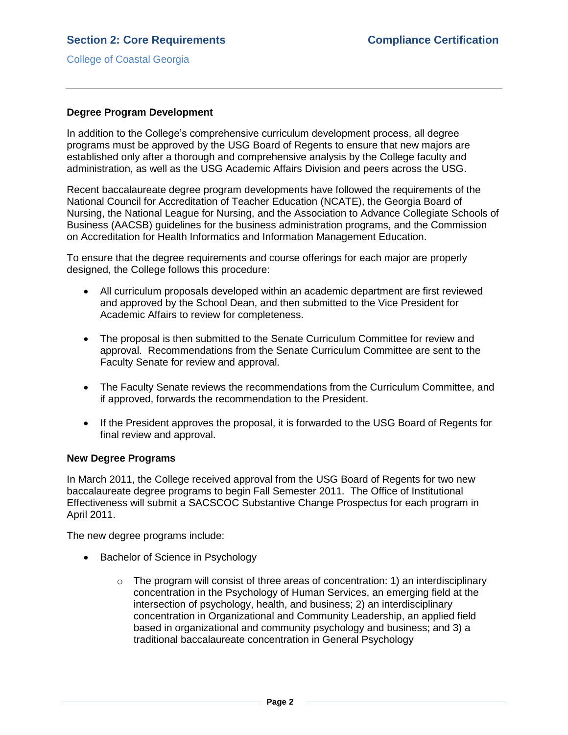**Degree Program Development**

In addition to the College's comprehensive curriculum development process, all degree programs must be approved by the USG Board of Regents to ensure that new majors are established only after a thorough and comprehensive analysis by the College faculty and administration, as well as the USG Academic Affairs Division and peers across the USG.

Recent baccalaureate degree program developments have followed the requirements of the National Council for Accreditation of Teacher Education (NCATE), the Georgia Board of Nursing, the National League for Nursing, and the Association to Advance Collegiate Schools of Business (AACSB) guidelines for the business administration programs, and the Commission on Accreditation for Health Informatics and Information Management Education.

To ensure that the degree requirements and course offerings for each major are properly designed, the College follows this procedure:

- All curriculum proposals developed within an academic department are first reviewed and approved by the School Dean, and then submitted to the Vice President for Academic Affairs to review for completeness.
- The proposal is then submitted to the Senate Curriculum Committee for review and approval. Recommendations from the Senate Curriculum Committee are sent to the Faculty Senate for review and approval.
- The Faculty Senate reviews the recommendations from the Curriculum Committee, and if approved, forwards the recommendation to the President.
- If the President approves the proposal, it is forwarded to the USG Board of Regents for final review and approval.

**New Degree Programs**

In March 2011, the College received approval from the USG Board of Regents for two new baccalaureate degree programs to begin Fall Semester 2011. The Office of Institutional Effectiveness will submit a SACSCOC Substantive Change Prospectus for each program in April 2011.

The new degree programs include:

- Bachelor of Science in Psychology
  - The program will consist of three areas of concentration: 1) an interdisciplinary concentration in the Psychology of Human Services, an emerging field at the intersection of psychology, health, and business; 2) an interdisciplinary concentration in Organizational and Community Leadership, an applied field based in organizational and community psychology and business; and 3) a traditional baccalaureate concentration in General Psychology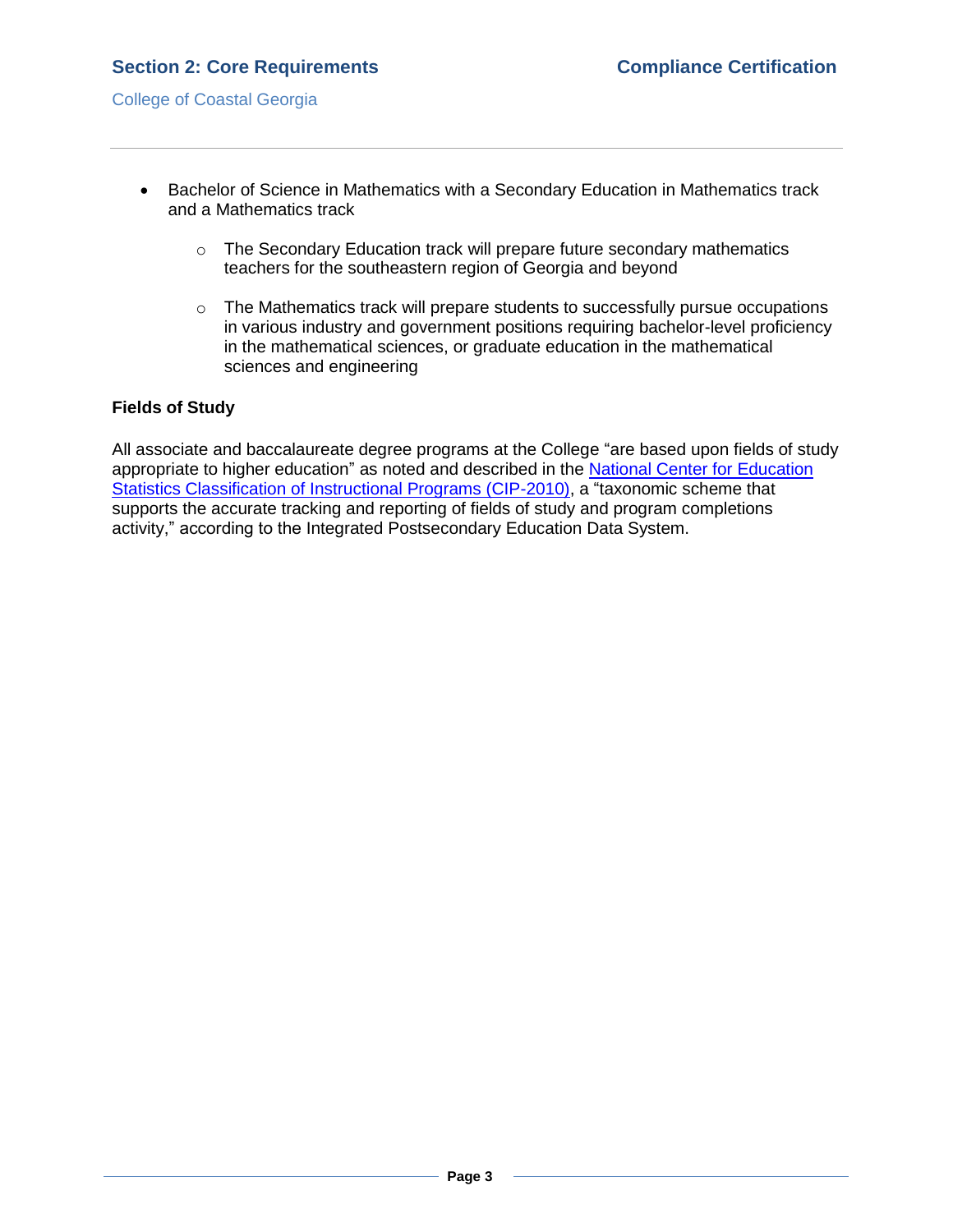- Bachelor of Science in Mathematics with a Secondary Education in Mathematics track and a Mathematics track
  - The Secondary Education track will prepare future secondary mathematics teachers for the southeastern region of Georgia and beyond
  - The Mathematics track will prepare students to successfully pursue occupations in various industry and government positions requiring bachelor-level proficiency in the mathematical sciences, or graduate education in the mathematical sciences and engineering

**Fields of Study**

All associate and baccalaureate degree programs at the College "are based upon fields of study appropriate to higher education" as noted and described in the National Center for Education Statistics Classification of Instructional Programs (CIP-2010), a "taxonomic scheme that supports the accurate tracking and reporting of fields of study and program completions activity," according to the Integrated Postsecondary Education Data System.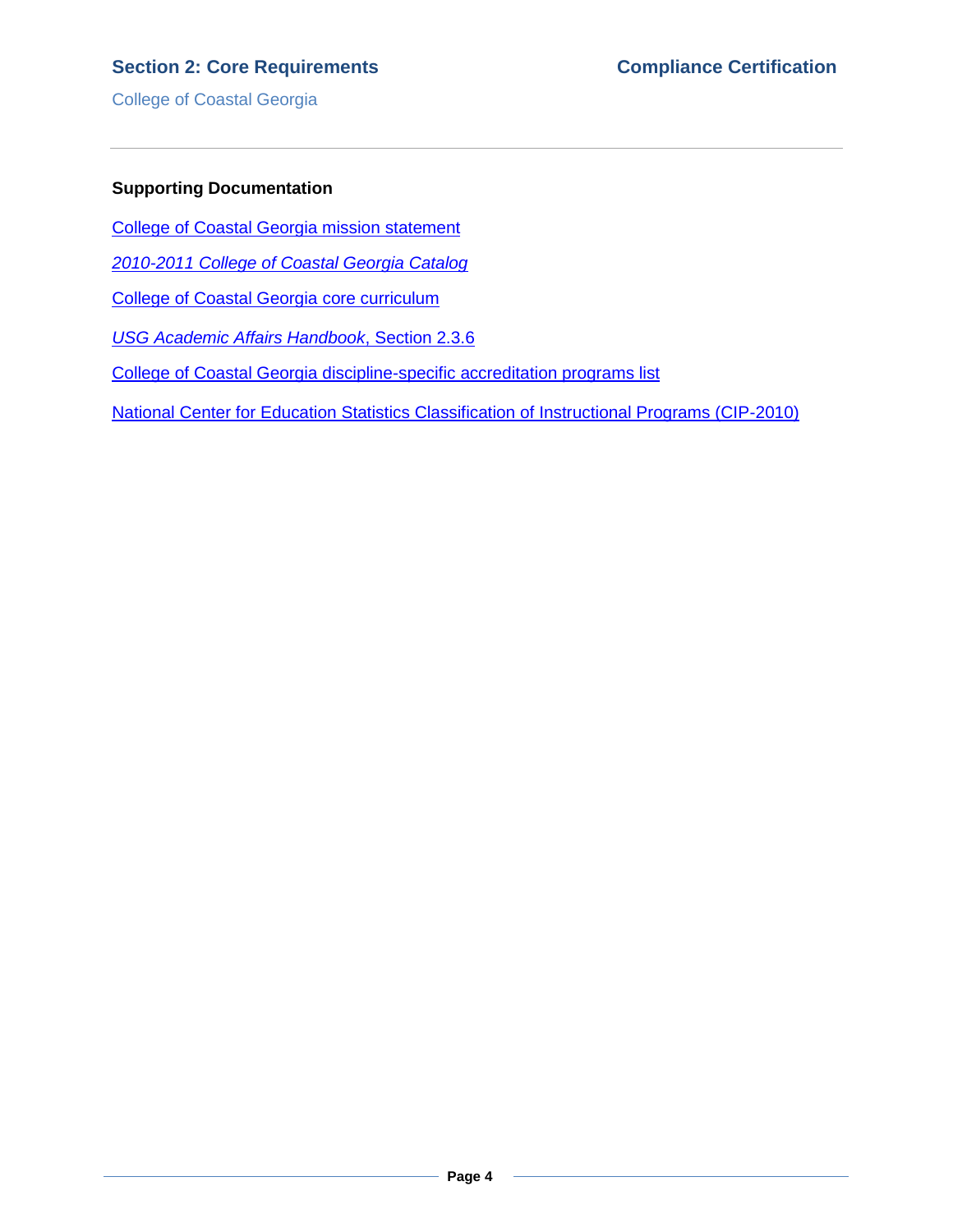**Supporting Documentation**

College of Coastal Georgia mission statement

*2010-2011 College of Coastal Georgia Catalog*

College of Coastal Georgia core curriculum

*USG Academic Affairs Handbook*, Section 2.3.6

College of Coastal Georgia discipline-specific accreditation programs list

National Center for Education Statistics Classification of Instructional Programs (CIP-2010)